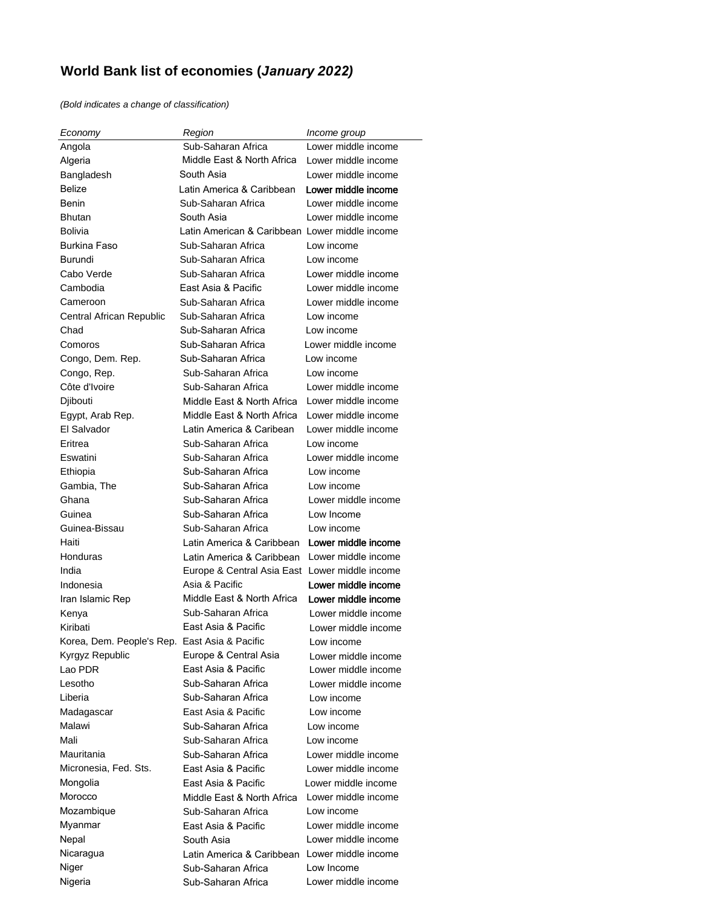# World Bank list of economies (*January 2022)*

*(Bold indicates a change of classification)*

| *Economy* | *Region* | *Income group* |
|---|---|---|
| Angola | Sub-Saharan Africa | Lower middle income |
| Algeria | Middle East & North Africa | Lower middle income |
| Bangladesh | South Asia | Lower middle income |
| Belize | Latin America & Caribbean | **Lower middle income** |
| Benin | Sub-Saharan Africa | Lower middle income |
| Bhutan | South Asia | Lower middle income |
| Bolivia | Latin American & Caribbean | Lower middle income |
| Burkina Faso | Sub-Saharan Africa | Low income |
| Burundi | Sub-Saharan Africa | Low income |
| Cabo Verde | Sub-Saharan Africa | Lower middle income |
| Cambodia | East Asia & Pacific | Lower middle income |
| Cameroon | Sub-Saharan Africa | Lower middle income |
| Central African Republic | Sub-Saharan Africa | Low income |
| Chad | Sub-Saharan Africa | Low income |
| Comoros | Sub-Saharan Africa | Lower middle income |
| Congo, Dem. Rep. | Sub-Saharan Africa | Low income |
| Congo, Rep. | Sub-Saharan Africa | Low income |
| Côte d'Ivoire | Sub-Saharan Africa | Lower middle income |
| Djibouti | Middle East & North Africa | Lower middle income |
| Egypt, Arab Rep. | Middle East & North Africa | Lower middle income |
| El Salvador | Latin America & Caribean | Lower middle income |
| Eritrea | Sub-Saharan Africa | Low income |
| Eswatini | Sub-Saharan Africa | Lower middle income |
| Ethiopia | Sub-Saharan Africa | Low income |
| Gambia, The | Sub-Saharan Africa | Low income |
| Ghana | Sub-Saharan Africa | Lower middle income |
| Guinea | Sub-Saharan Africa | Low Income |
| Guinea-Bissau | Sub-Saharan Africa | Low income |
| Haiti | Latin America & Caribbean | **Lower middle income** |
| Honduras | Latin America & Caribbean | Lower middle income |
| India | Europe & Central Asia East | Lower middle income |
| Indonesia | Asia & Pacific | **Lower middle income** |
| Iran Islamic Rep | Middle East & North Africa | **Lower middle income** |
| Kenya | Sub-Saharan Africa | Lower middle income |
| Kiribati | East Asia & Pacific | Lower middle income |
| Korea, Dem. People's Rep. | East Asia & Pacific | Low income |
| Kyrgyz Republic | Europe & Central Asia | Lower middle income |
| Lao PDR | East Asia & Pacific | Lower middle income |
| Lesotho | Sub-Saharan Africa | Lower middle income |
| Liberia | Sub-Saharan Africa | Low income |
| Madagascar | East Asia & Pacific | Low income |
| Malawi | Sub-Saharan Africa | Low income |
| Mali | Sub-Saharan Africa | Low income |
| Mauritania | Sub-Saharan Africa | Lower middle income |
| Micronesia, Fed. Sts. | East Asia & Pacific | Lower middle income |
| Mongolia | East Asia & Pacific | Lower middle income |
| Morocco | Middle East & North Africa | Lower middle income |
| Mozambique | Sub-Saharan Africa | Low income |
| Myanmar | East Asia & Pacific | Lower middle income |
| Nepal | South Asia | Lower middle income |
| Nicaragua | Latin America & Caribbean | Lower middle income |
| Niger | Sub-Saharan Africa | Low Income |
| Nigeria | Sub-Saharan Africa | Lower middle income |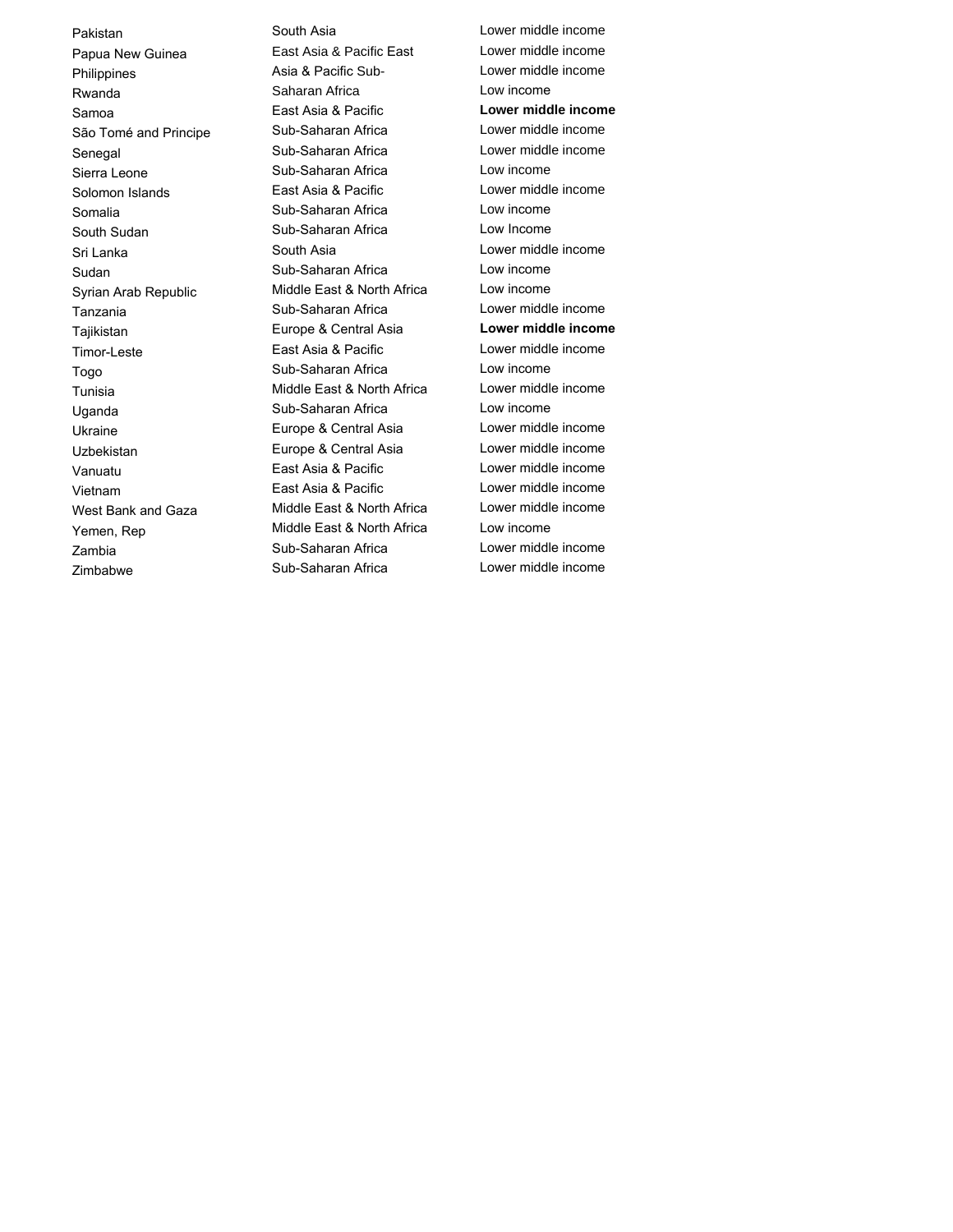| | | |
|---|---|---|
| Pakistan | South Asia | Lower middle income |
| Papua New Guinea | East Asia & Pacific East | Lower middle income |
| Philippines | Asia & Pacific Sub- | Lower middle income |
| Rwanda | Saharan Africa | Low income |
| Samoa | East Asia & Pacific | **Lower middle income** |
| São Tomé and Principe | Sub-Saharan Africa | Lower middle income |
| Senegal | Sub-Saharan Africa | Lower middle income |
| Sierra Leone | Sub-Saharan Africa | Low income |
| Solomon Islands | East Asia & Pacific | Lower middle income |
| Somalia | Sub-Saharan Africa | Low income |
| South Sudan | Sub-Saharan Africa | Low Income |
| Sri Lanka | South Asia | Lower middle income |
| Sudan | Sub-Saharan Africa | Low income |
| Syrian Arab Republic | Middle East & North Africa | Low income |
| Tanzania | Sub-Saharan Africa | Lower middle income |
| Tajikistan | Europe & Central Asia | **Lower middle income** |
| Timor-Leste | East Asia & Pacific | Lower middle income |
| Togo | Sub-Saharan Africa | Low income |
| Tunisia | Middle East & North Africa | Lower middle income |
| Uganda | Sub-Saharan Africa | Low income |
| Ukraine | Europe & Central Asia | Lower middle income |
| Uzbekistan | Europe & Central Asia | Lower middle income |
| Vanuatu | East Asia & Pacific | Lower middle income |
| Vietnam | East Asia & Pacific | Lower middle income |
| West Bank and Gaza | Middle East & North Africa | Lower middle income |
| Yemen, Rep | Middle East & North Africa | Low income |
| Zambia | Sub-Saharan Africa | Lower middle income |
| Zimbabwe | Sub-Saharan Africa | Lower middle income |